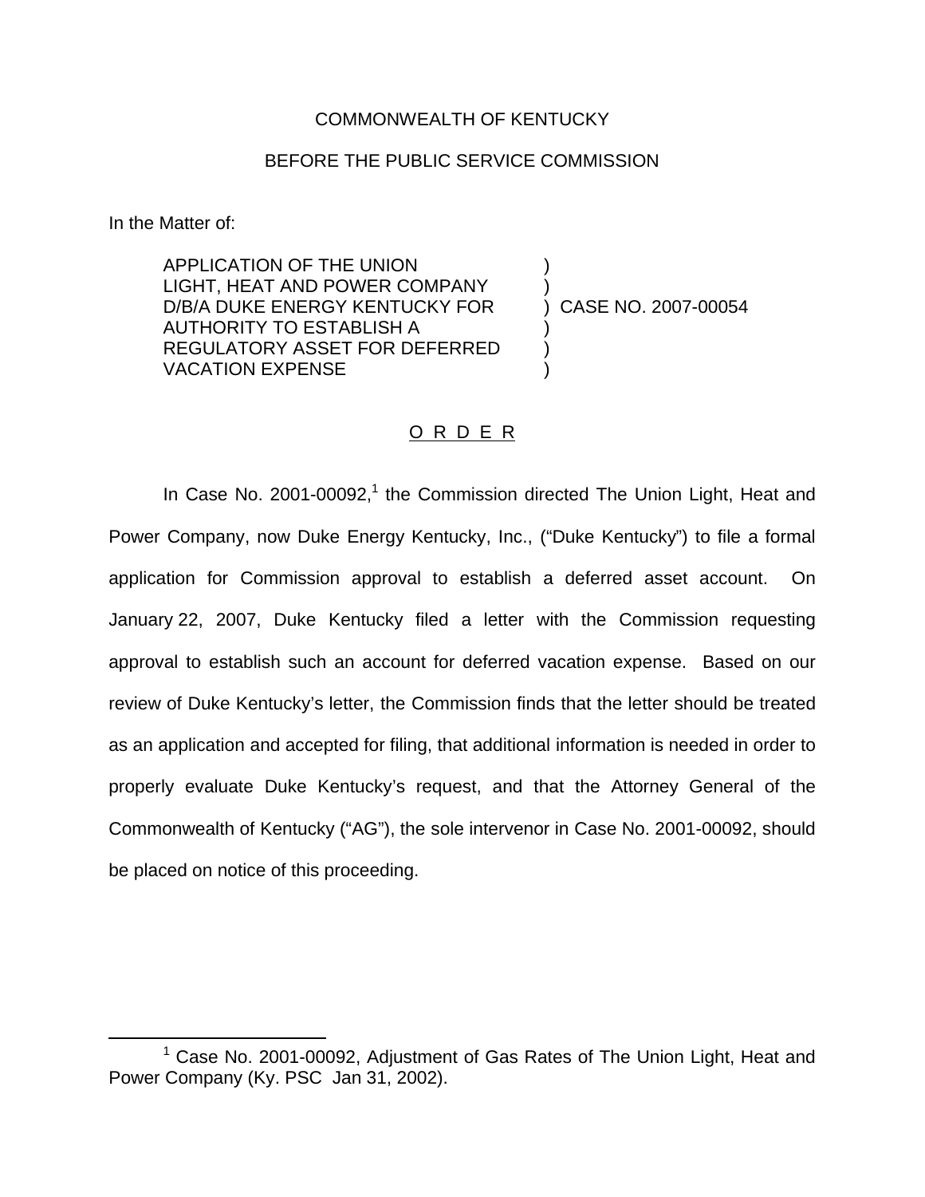COMMONWEALTH OF KENTUCKY

BEFORE THE PUBLIC SERVICE COMMISSION

In the Matter of:

| | | |
|---|---|---|
| APPLICATION OF THE UNION LIGHT, HEAT AND POWER COMPANY D/B/A DUKE ENERGY KENTUCKY FOR AUTHORITY TO ESTABLISH A REGULATORY ASSET FOR DEFERRED VACATION EXPENSE | ) | CASE NO. 2007-00054 |

## O R D E R

In Case No. 2001-00092,[1] the Commission directed The Union Light, Heat and Power Company, now Duke Energy Kentucky, Inc., ("Duke Kentucky") to file a formal application for Commission approval to establish a deferred asset account. On January 22, 2007, Duke Kentucky filed a letter with the Commission requesting approval to establish such an account for deferred vacation expense. Based on our review of Duke Kentucky's letter, the Commission finds that the letter should be treated as an application and accepted for filing, that additional information is needed in order to properly evaluate Duke Kentucky's request, and that the Attorney General of the Commonwealth of Kentucky ("AG"), the sole intervenor in Case No. 2001-00092, should be placed on notice of this proceeding.

[1] Case No. 2001-00092, Adjustment of Gas Rates of The Union Light, Heat and Power Company (Ky. PSC Jan 31, 2002).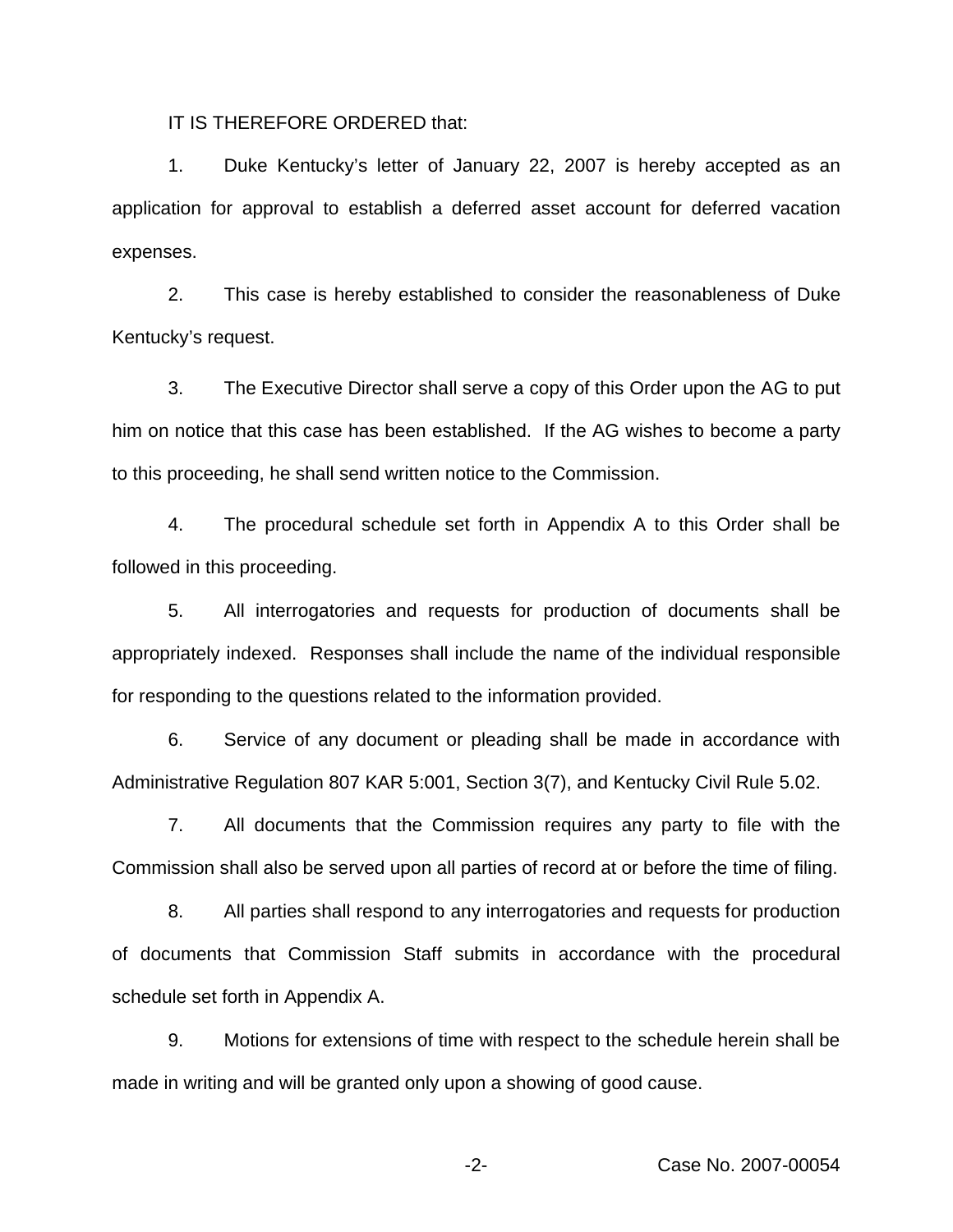IT IS THEREFORE ORDERED that:

1. Duke Kentucky's letter of January 22, 2007 is hereby accepted as an application for approval to establish a deferred asset account for deferred vacation expenses.

2. This case is hereby established to consider the reasonableness of Duke Kentucky's request.

3. The Executive Director shall serve a copy of this Order upon the AG to put him on notice that this case has been established. If the AG wishes to become a party to this proceeding, he shall send written notice to the Commission.

4. The procedural schedule set forth in Appendix A to this Order shall be followed in this proceeding.

5. All interrogatories and requests for production of documents shall be appropriately indexed. Responses shall include the name of the individual responsible for responding to the questions related to the information provided.

6. Service of any document or pleading shall be made in accordance with Administrative Regulation 807 KAR 5:001, Section 3(7), and Kentucky Civil Rule 5.02.

7. All documents that the Commission requires any party to file with the Commission shall also be served upon all parties of record at or before the time of filing.

8. All parties shall respond to any interrogatories and requests for production of documents that Commission Staff submits in accordance with the procedural schedule set forth in Appendix A.

9. Motions for extensions of time with respect to the schedule herein shall be made in writing and will be granted only upon a showing of good cause.

Case No. 2007-00054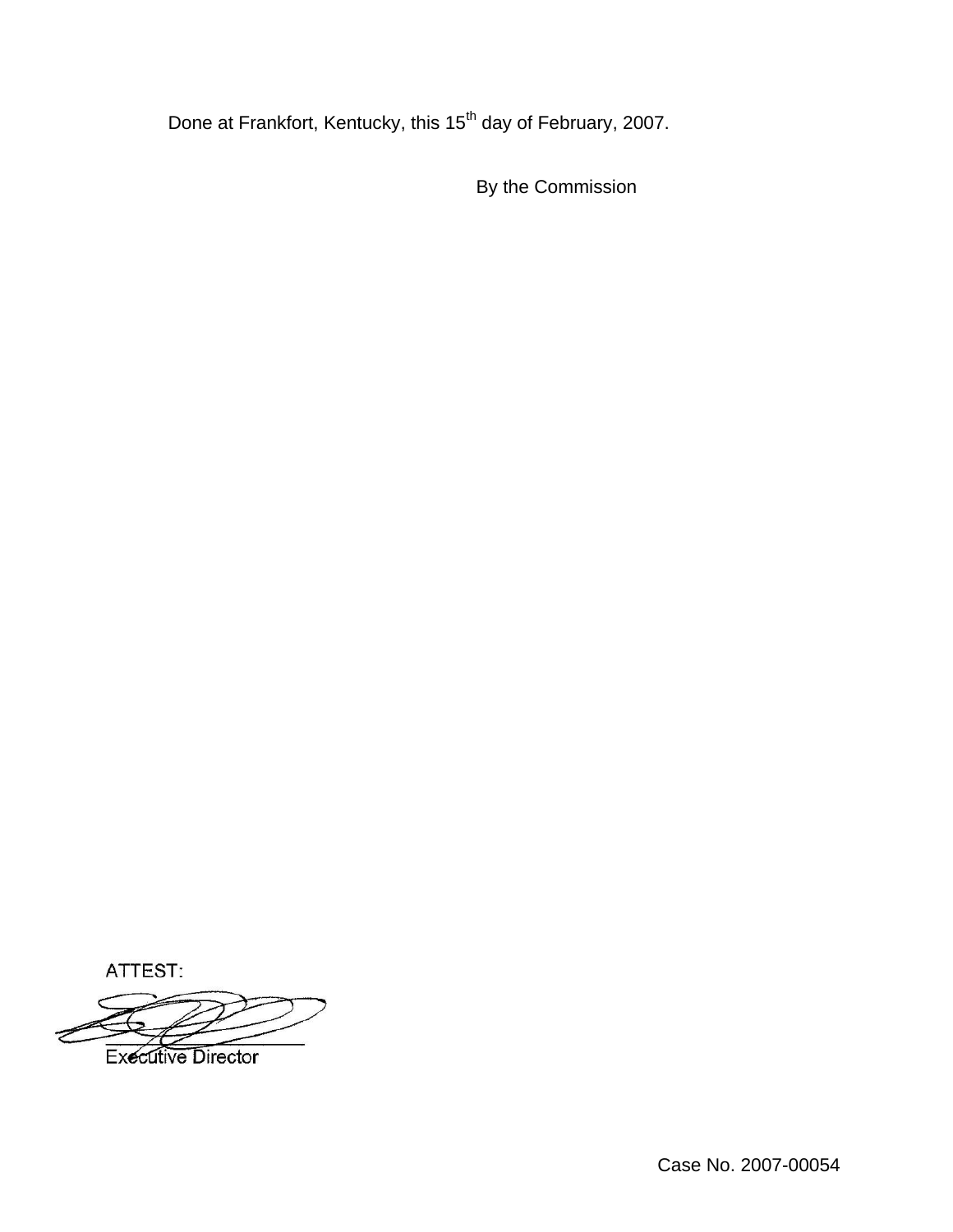Done at Frankfort, Kentucky, this 15th day of February, 2007.

By the Commission

ATTEST:

Executive Director

Case No. 2007-00054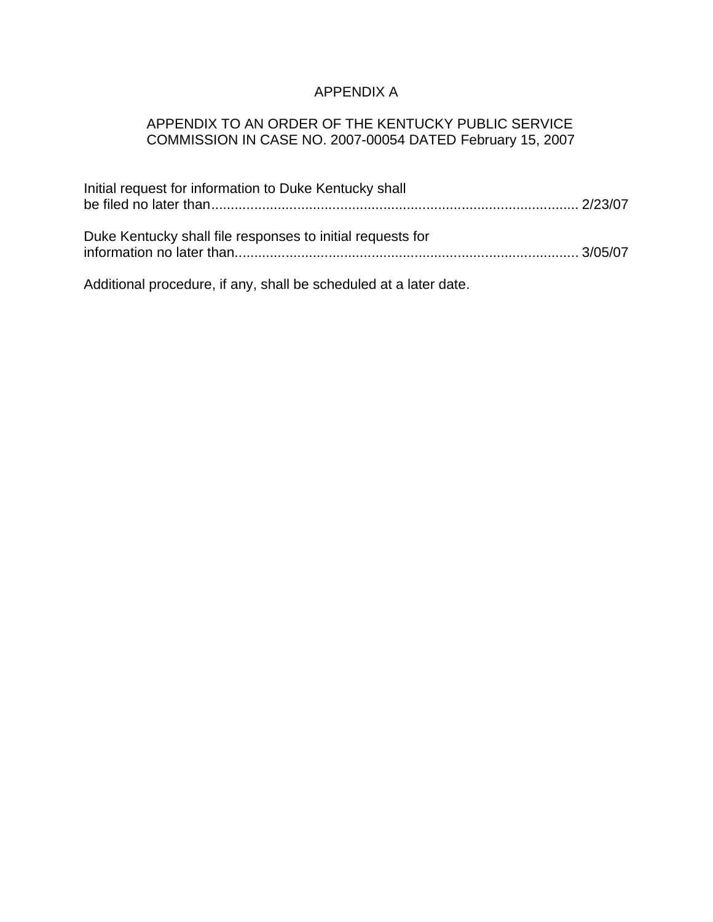# APPENDIX A

## APPENDIX TO AN ORDER OF THE KENTUCKY PUBLIC SERVICE COMMISSION IN CASE NO. 2007-00054 DATED February 15, 2007

Initial request for information to Duke Kentucky shall be filed no later than.............................................................................................. 2/23/07

Duke Kentucky shall file responses to initial requests for information no later than....................................................................................... 3/05/07

Additional procedure, if any, shall be scheduled at a later date.